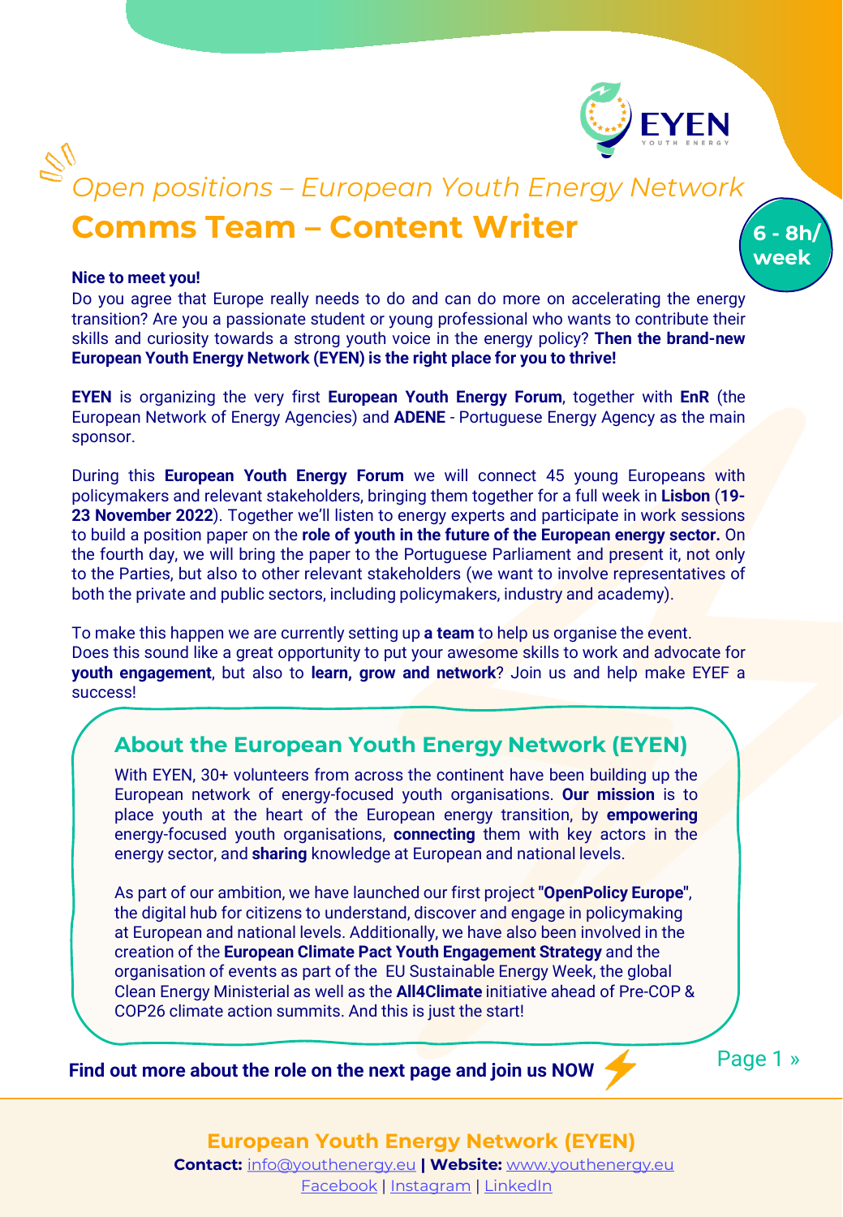*Open positions – European Youth Energy Network*

# Comms Team – Content Writer

**6 - 8h/ week**

**Nice to meet you!**

Do you agree that Europe really needs to do and can do more on accelerating the energy transition? Are you a passionate student or young professional who wants to contribute their skills and curiosity towards a strong youth voice in the energy policy? **Then the brand-new European Youth Energy Network (EYEN) is the right place for you to thrive!**

**EYEN** is organizing the very first **European Youth Energy Forum**, together with **EnR** (the European Network of Energy Agencies) and **ADENE** - Portuguese Energy Agency as the main sponsor.

During this **European Youth Energy Forum** we will connect 45 young Europeans with policymakers and relevant stakeholders, bringing them together for a full week in **Lisbon** (**19-23 November 2022**). Together we'll listen to energy experts and participate in work sessions to build a position paper on the **role of youth in the future of the European energy sector.** On the fourth day, we will bring the paper to the Portuguese Parliament and present it, not only to the Parties, but also to other relevant stakeholders (we want to involve representatives of both the private and public sectors, including policymakers, industry and academy).

To make this happen we are currently setting up **a team** to help us organise the event.
Does this sound like a great opportunity to put your awesome skills to work and advocate for **youth engagement**, but also to **learn, grow and network**? Join us and help make EYEF a success!

## About the European Youth Energy Network (EYEN)

With EYEN, 30+ volunteers from across the continent have been building up the European network of energy-focused youth organisations. **Our mission** is to place youth at the heart of the European energy transition, by **empowering** energy-focused youth organisations, **connecting** them with key actors in the energy sector, and **sharing** knowledge at European and national levels.

As part of our ambition, we have launched our first project **"OpenPolicy Europe"**, the digital hub for citizens to understand, discover and engage in policymaking at European and national levels. Additionally, we have also been involved in the creation of the **European Climate Pact Youth Engagement Strategy** and the organisation of events as part of the EU Sustainable Energy Week, the global Clean Energy Ministerial as well as the **All4Climate** initiative ahead of Pre-COP & COP26 climate action summits. And this is just the start!

**Find out more about the role on the next page and join us NOW**

**European Youth Energy Network (EYEN)**

**Contact:** info@youthenergy.eu **| Website:** www.youthenergy.eu

Facebook | Instagram | LinkedIn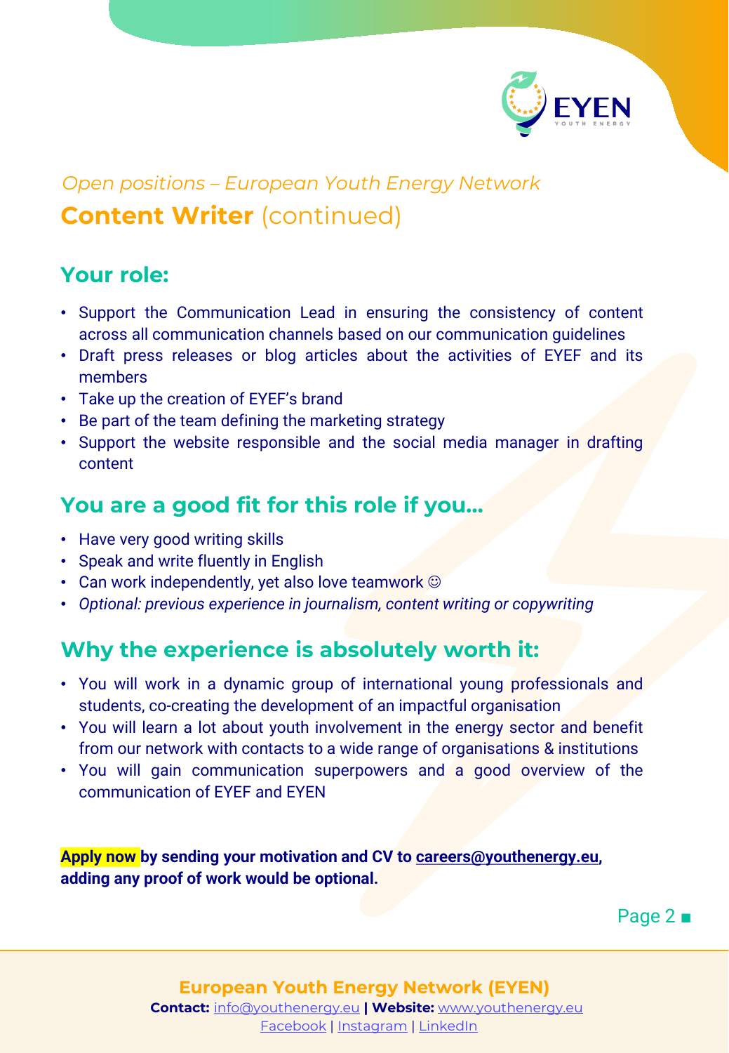*Open positions – European Youth Energy Network*

# **Content Writer** (continued)

## Your role:

- Support the Communication Lead in ensuring the consistency of content across all communication channels based on our communication guidelines
- Draft press releases or blog articles about the activities of EYEF and its members
- Take up the creation of EYEF's brand
- Be part of the team defining the marketing strategy
- Support the website responsible and the social media manager in drafting content

## You are a good fit for this role if you…

- Have very good writing skills
- Speak and write fluently in English
- Can work independently, yet also love teamwork ☺
- *Optional: previous experience in journalism, content writing or copywriting*

## Why the experience is absolutely worth it:

- You will work in a dynamic group of international young professionals and students, co-creating the development of an impactful organisation
- You will learn a lot about youth involvement in the energy sector and benefit from our network with contacts to a wide range of organisations & institutions
- You will gain communication superpowers and a good overview of the communication of EYEF and EYEN

**Apply now by sending your motivation and CV to careers@youthenergy.eu, adding any proof of work would be optional.**

**European Youth Energy Network (EYEN)**
**Contact:** info@youthenergy.eu **| Website:** www.youthenergy.eu
Facebook | Instagram | LinkedIn